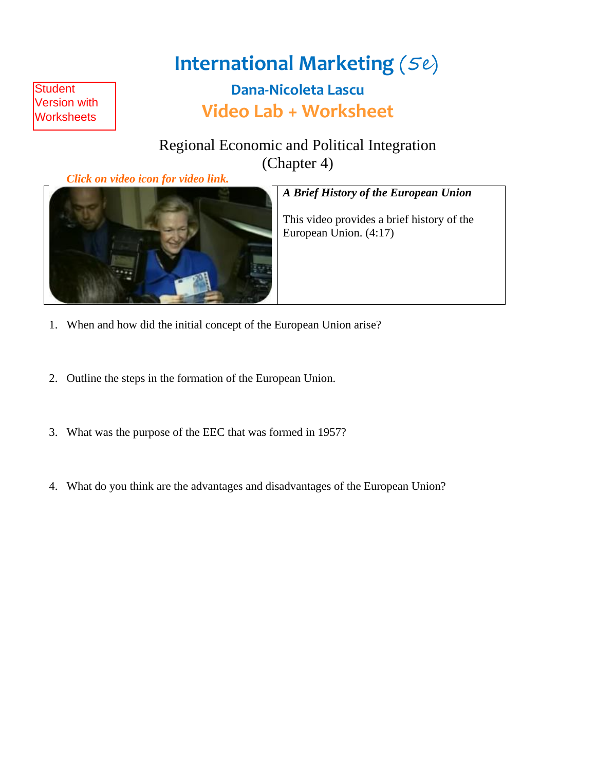Student Version with Worksheets

# International Marketing (5e)

## Dana-Nicoleta Lascu

## Video Lab + Worksheet

### Regional Economic and Political Integration (Chapter 4)

*Click on video icon for video link.*

***A Brief History of the European Union***

This video provides a brief history of the European Union. (4:17)

1. When and how did the initial concept of the European Union arise?

2. Outline the steps in the formation of the European Union.

3. What was the purpose of the EEC that was formed in 1957?

4. What do you think are the advantages and disadvantages of the European Union?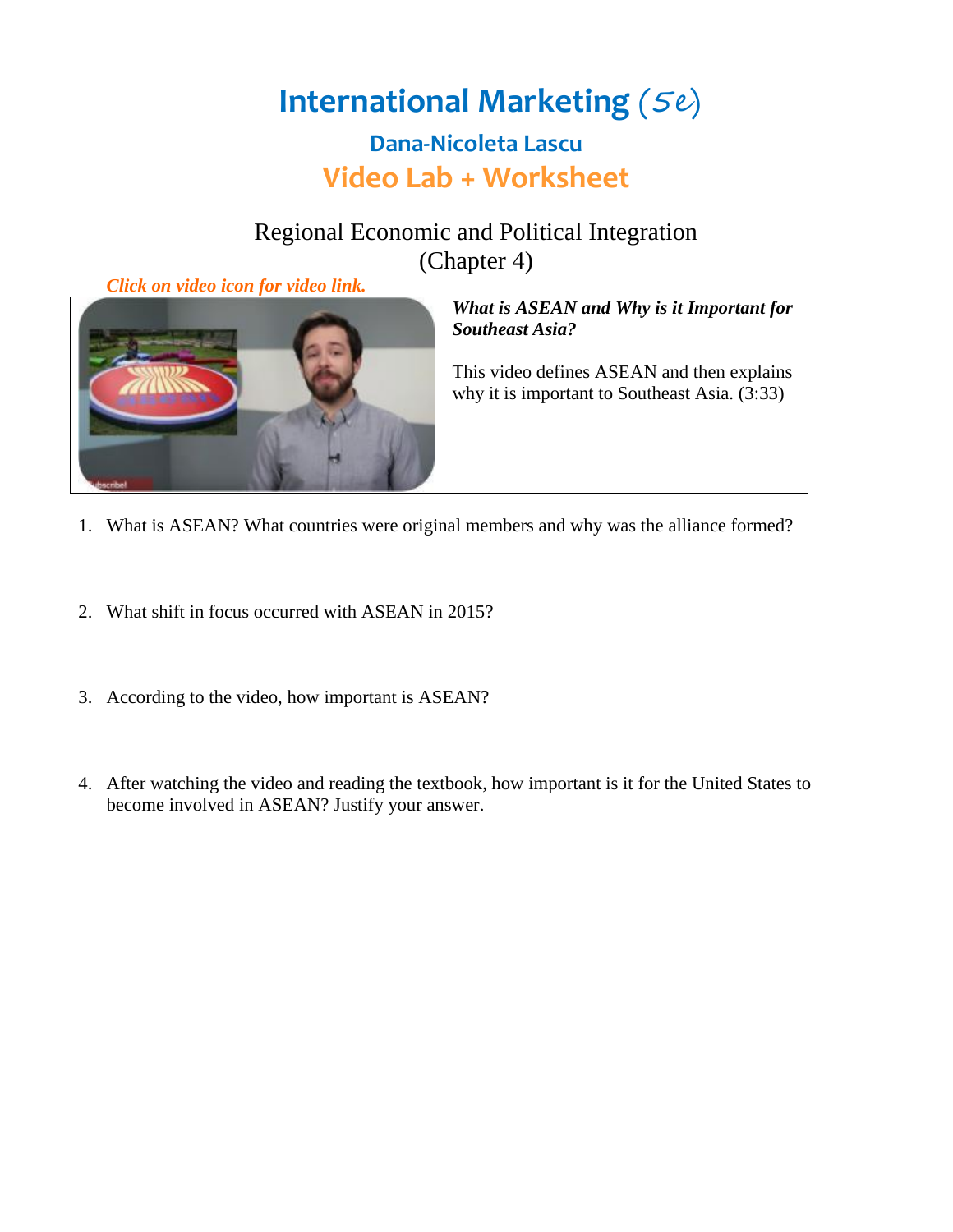# International Marketing (5e)

## Dana-Nicoleta Lascu

## Video Lab + Worksheet

### Regional Economic and Political Integration
### (Chapter 4)

*Click on video icon for video link.*

***What is ASEAN and Why is it Important for Southeast Asia?***

This video defines ASEAN and then explains why it is important to Southeast Asia. (3:33)

1. What is ASEAN? What countries were original members and why was the alliance formed?

2. What shift in focus occurred with ASEAN in 2015?

3. According to the video, how important is ASEAN?

4. After watching the video and reading the textbook, how important is it for the United States to become involved in ASEAN? Justify your answer.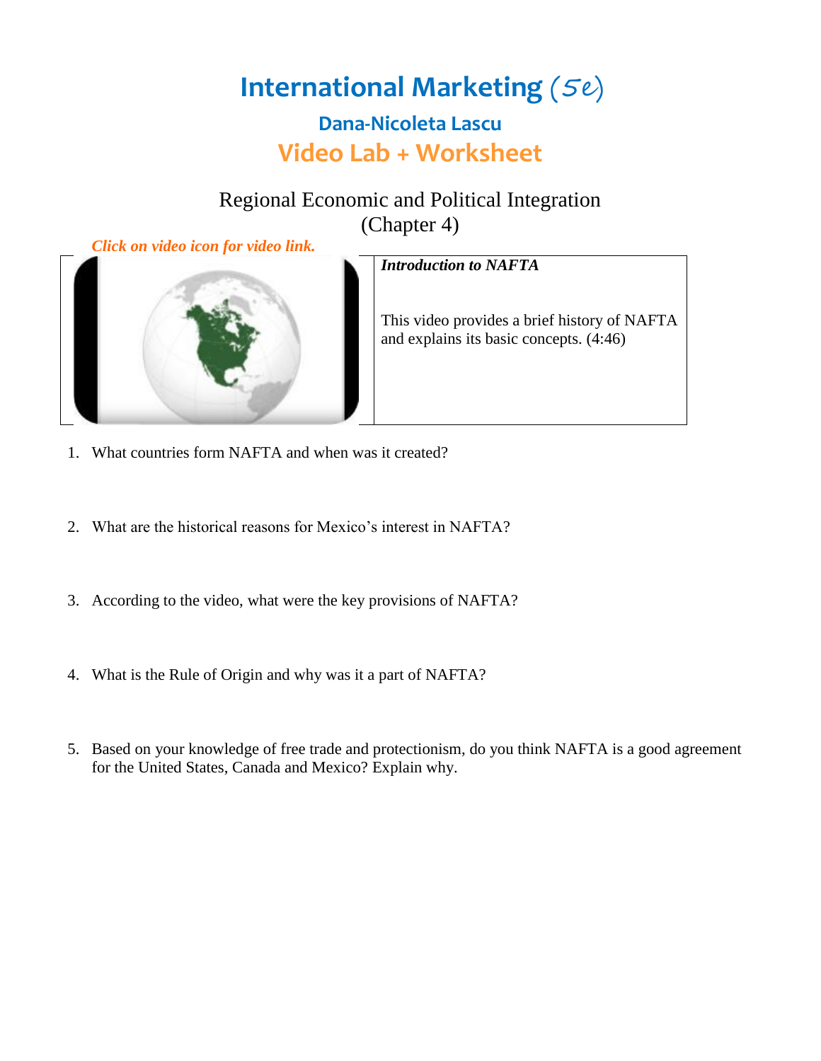# International Marketing (5e)

## Dana-Nicoleta Lascu

## Video Lab + Worksheet

### Regional Economic and Political Integration (Chapter 4)

*Click on video icon for video link.*

***Introduction to NAFTA***

This video provides a brief history of NAFTA and explains its basic concepts. (4:46)

1. What countries form NAFTA and when was it created?

2. What are the historical reasons for Mexico's interest in NAFTA?

3. According to the video, what were the key provisions of NAFTA?

4. What is the Rule of Origin and why was it a part of NAFTA?

5. Based on your knowledge of free trade and protectionism, do you think NAFTA is a good agreement for the United States, Canada and Mexico? Explain why.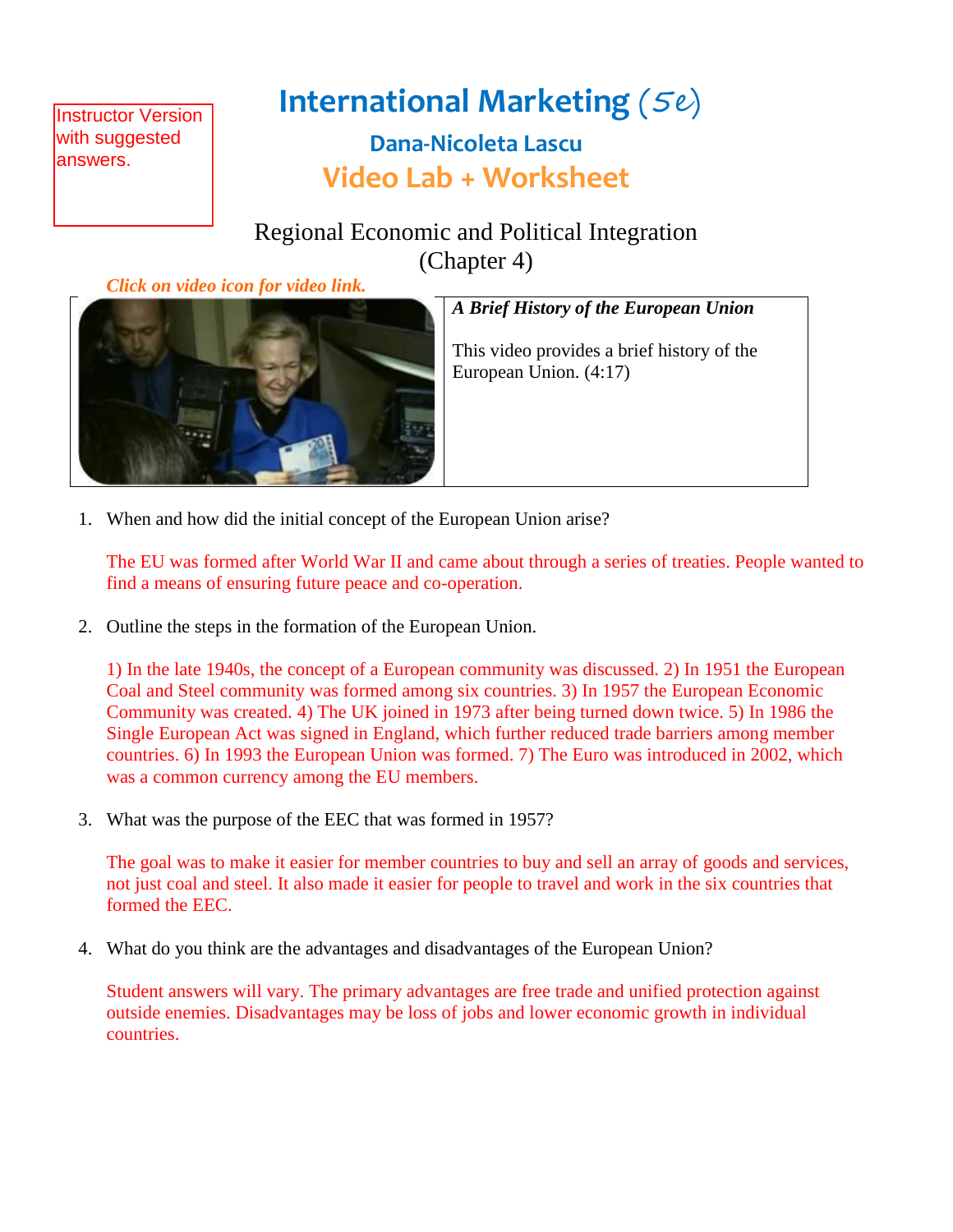Instructor Version with suggested answers.

# International Marketing (5e)

## Dana-Nicoleta Lascu

## Video Lab + Worksheet

Regional Economic and Political Integration
(Chapter 4)

*Click on video icon for video link.*

***A Brief History of the European Union***

This video provides a brief history of the European Union. (4:17)

1. When and how did the initial concept of the European Union arise?

   The EU was formed after World War II and came about through a series of treaties. People wanted to find a means of ensuring future peace and co-operation.

2. Outline the steps in the formation of the European Union.

   1) In the late 1940s, the concept of a European community was discussed. 2) In 1951 the European Coal and Steel community was formed among six countries. 3) In 1957 the European Economic Community was created. 4) The UK joined in 1973 after being turned down twice. 5) In 1986 the Single European Act was signed in England, which further reduced trade barriers among member countries. 6) In 1993 the European Union was formed. 7) The Euro was introduced in 2002, which was a common currency among the EU members.

3. What was the purpose of the EEC that was formed in 1957?

   The goal was to make it easier for member countries to buy and sell an array of goods and services, not just coal and steel. It also made it easier for people to travel and work in the six countries that formed the EEC.

4. What do you think are the advantages and disadvantages of the European Union?

   Student answers will vary. The primary advantages are free trade and unified protection against outside enemies. Disadvantages may be loss of jobs and lower economic growth in individual countries.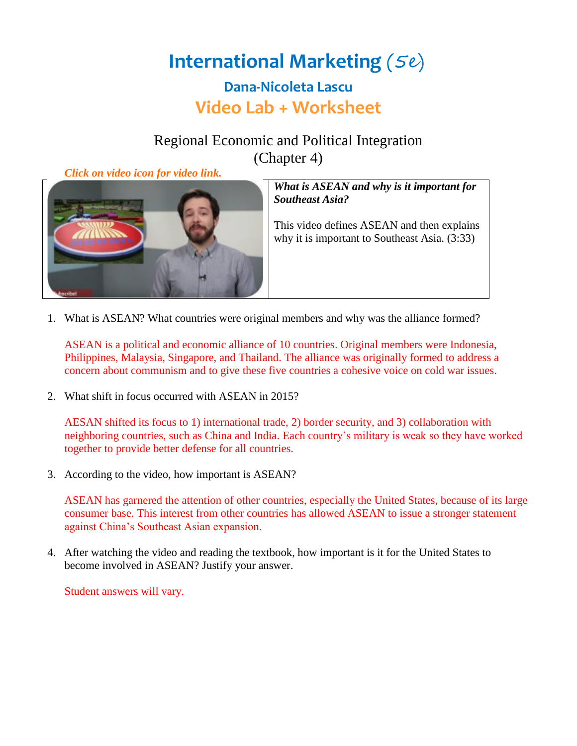# International Marketing (5e)

## Dana-Nicoleta Lascu

## Video Lab + Worksheet

### Regional Economic and Political Integration (Chapter 4)

*Click on video icon for video link.*

| | ***What is ASEAN and why is it important for Southeast Asia?***<br><br>This video defines ASEAN and then explains why it is important to Southeast Asia. (3:33) |
|---|---|

1. What is ASEAN? What countries were original members and why was the alliance formed?

   ASEAN is a political and economic alliance of 10 countries. Original members were Indonesia, Philippines, Malaysia, Singapore, and Thailand. The alliance was originally formed to address a concern about communism and to give these five countries a cohesive voice on cold war issues.

2. What shift in focus occurred with ASEAN in 2015?

   AESAN shifted its focus to 1) international trade, 2) border security, and 3) collaboration with neighboring countries, such as China and India. Each country's military is weak so they have worked together to provide better defense for all countries.

3. According to the video, how important is ASEAN?

   ASEAN has garnered the attention of other countries, especially the United States, because of its large consumer base. This interest from other countries has allowed ASEAN to issue a stronger statement against China's Southeast Asian expansion.

4. After watching the video and reading the textbook, how important is it for the United States to become involved in ASEAN? Justify your answer.

   Student answers will vary.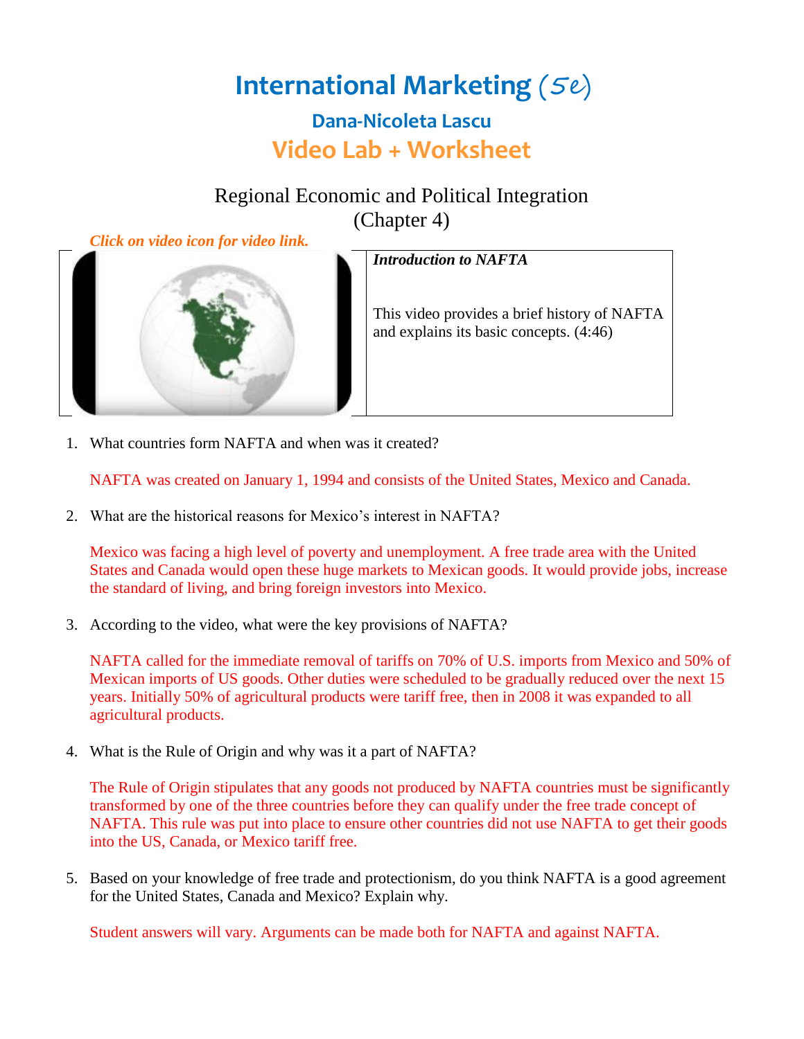# International Marketing (5e)

## Dana-Nicoleta Lascu

## Video Lab + Worksheet

### Regional Economic and Political Integration
### (Chapter 4)

*Click on video icon for video link.*

***Introduction to NAFTA***

This video provides a brief history of NAFTA and explains its basic concepts. (4:46)

1. What countries form NAFTA and when was it created?

   NAFTA was created on January 1, 1994 and consists of the United States, Mexico and Canada.

2. What are the historical reasons for Mexico's interest in NAFTA?

   Mexico was facing a high level of poverty and unemployment. A free trade area with the United States and Canada would open these huge markets to Mexican goods. It would provide jobs, increase the standard of living, and bring foreign investors into Mexico.

3. According to the video, what were the key provisions of NAFTA?

   NAFTA called for the immediate removal of tariffs on 70% of U.S. imports from Mexico and 50% of Mexican imports of US goods. Other duties were scheduled to be gradually reduced over the next 15 years. Initially 50% of agricultural products were tariff free, then in 2008 it was expanded to all agricultural products.

4. What is the Rule of Origin and why was it a part of NAFTA?

   The Rule of Origin stipulates that any goods not produced by NAFTA countries must be significantly transformed by one of the three countries before they can qualify under the free trade concept of NAFTA. This rule was put into place to ensure other countries did not use NAFTA to get their goods into the US, Canada, or Mexico tariff free.

5. Based on your knowledge of free trade and protectionism, do you think NAFTA is a good agreement for the United States, Canada and Mexico? Explain why.

   Student answers will vary. Arguments can be made both for NAFTA and against NAFTA.